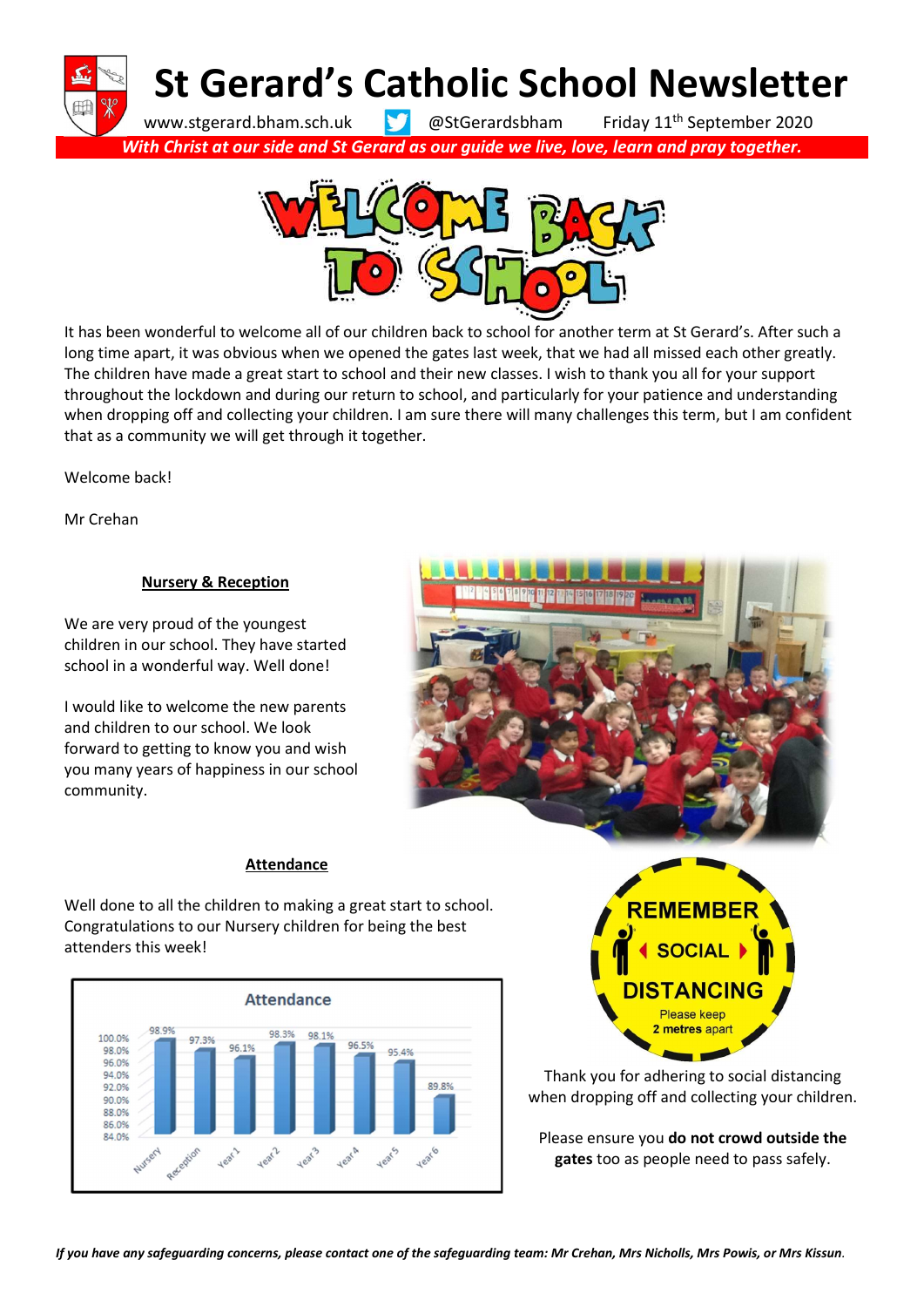# St Gerard's Catholic School Newsletter

www.stgerard.bham.sch.uk @StGerardsbham Friday 11th September 2020

***With Christ at our side and St Gerard as our guide we live, love, learn and pray together.***

## WELCOME BACK TO SCHOOL

It has been wonderful to welcome all of our children back to school for another term at St Gerard's. After such a long time apart, it was obvious when we opened the gates last week, that we had all missed each other greatly. The children have made a great start to school and their new classes. I wish to thank you all for your support throughout the lockdown and during our return to school, and particularly for your patience and understanding when dropping off and collecting your children. I am sure there will many challenges this term, but I am confident that as a community we will get through it together.

Welcome back!

Mr Crehan

### Nursery & Reception

We are very proud of the youngest children in our school. They have started school in a wonderful way. Well done!

I would like to welcome the new parents and children to our school. We look forward to getting to know you and wish you many years of happiness in our school community.

### Attendance

Well done to all the children to making a great start to school. Congratulations to our Nursery children for being the best attenders this week!

**Attendance**

| Class | Attendance |
|---|---|
| Nursery | 98.9% |
| Reception | 97.3% |
| Year 1 | 96.1% |
| Year 2 | 98.3% |
| Year 3 | 98.1% |
| Year 4 | 96.5% |
| Year 5 | 95.4% |
| Year 6 | 89.8% |

**REMEMBER SOCIAL DISTANCING**
Please keep **2 metres** apart

Thank you for adhering to social distancing when dropping off and collecting your children.

Please ensure you **do not crowd outside the gates** too as people need to pass safely.

***If you have any safeguarding concerns, please contact one of the safeguarding team: Mr Crehan, Mrs Nicholls, Mrs Powis, or Mrs Kissun.***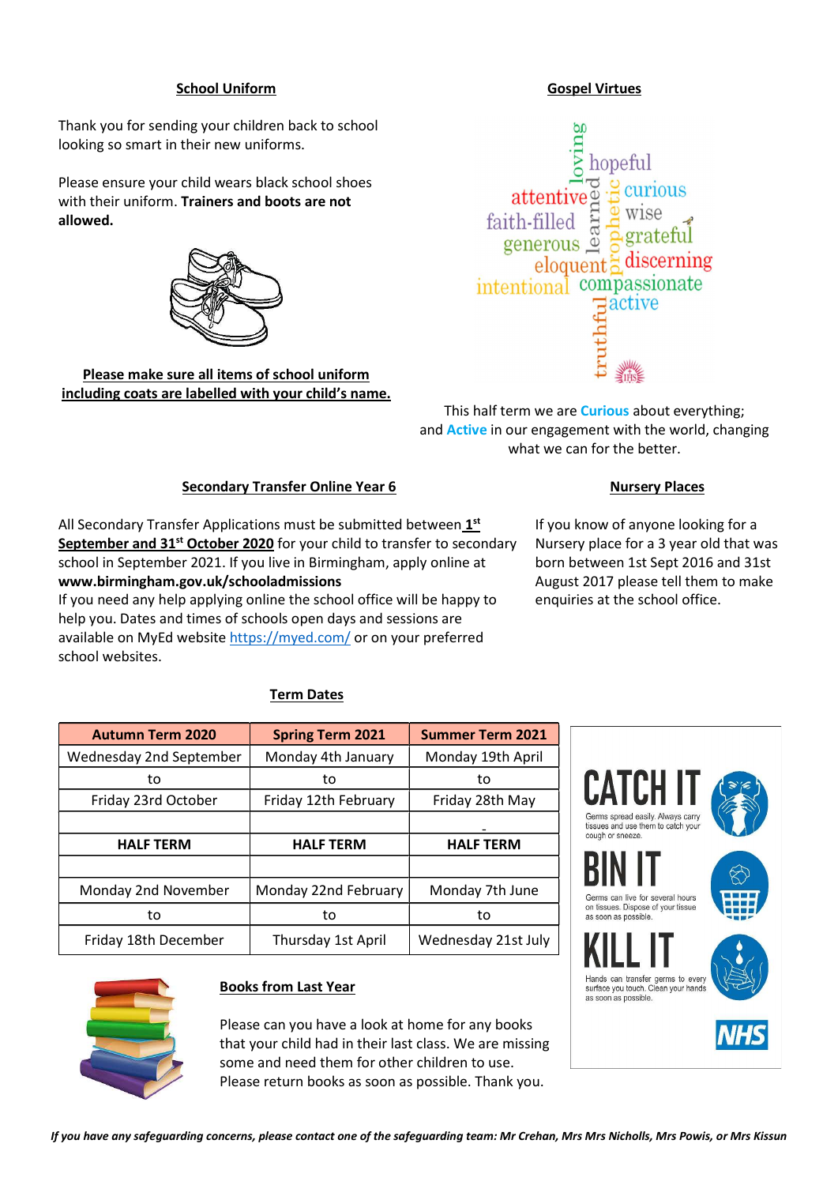## School Uniform

Thank you for sending your children back to school looking so smart in their new uniforms.

Please ensure your child wears black school shoes with their uniform. **Trainers and boots are not allowed.**

**Please make sure all items of school uniform including coats are labelled with your child's name.**

## Gospel Virtues

loving hopeful attentive learned prophetic curious wise faith-filled grateful generous eloquent discerning intentional compassionate active truthful

This half term we are **Curious** about everything; and **Active** in our engagement with the world, changing what we can for the better.

## Secondary Transfer Online Year 6

All Secondary Transfer Applications must be submitted between **1st September and 31st October 2020** for your child to transfer to secondary school in September 2021. If you live in Birmingham, apply online at **www.birmingham.gov.uk/schooladmissions**

If you need any help applying online the school office will be happy to help you. Dates and times of schools open days and sessions are available on MyEd website https://myed.com/ or on your preferred school websites.

## Nursery Places

If you know of anyone looking for a Nursery place for a 3 year old that was born between 1st Sept 2016 and 31st August 2017 please tell them to make enquiries at the school office.

## Term Dates

| Autumn Term 2020 | Spring Term 2021 | Summer Term 2021 |
|---|---|---|
| Wednesday 2nd September | Monday 4th January | Monday 19th April |
| to | to | to |
| Friday 23rd October | Friday 12th February | Friday 28th May |
| | | - |
| **HALF TERM** | **HALF TERM** | **HALF TERM** |
| | | |
| Monday 2nd November | Monday 22nd February | Monday 7th June |
| to | to | to |
| Friday 18th December | Thursday 1st April | Wednesday 21st July |

CATCH IT
Germs spread easily. Always carry tissues and use them to catch your cough or sneeze.

BIN IT
Germs can live for several hours on tissues. Dispose of your tissue as soon as possible.

KILL IT
Hands can transfer germs to every surface you touch. Clean your hands as soon as possible.

NHS

## Books from Last Year

Please can you have a look at home for any books that your child had in their last class. We are missing some and need them for other children to use. Please return books as soon as possible. Thank you.

***If you have any safeguarding concerns, please contact one of the safeguarding team: Mr Crehan, Mrs Mrs Nicholls, Mrs Powis, or Mrs Kissun***